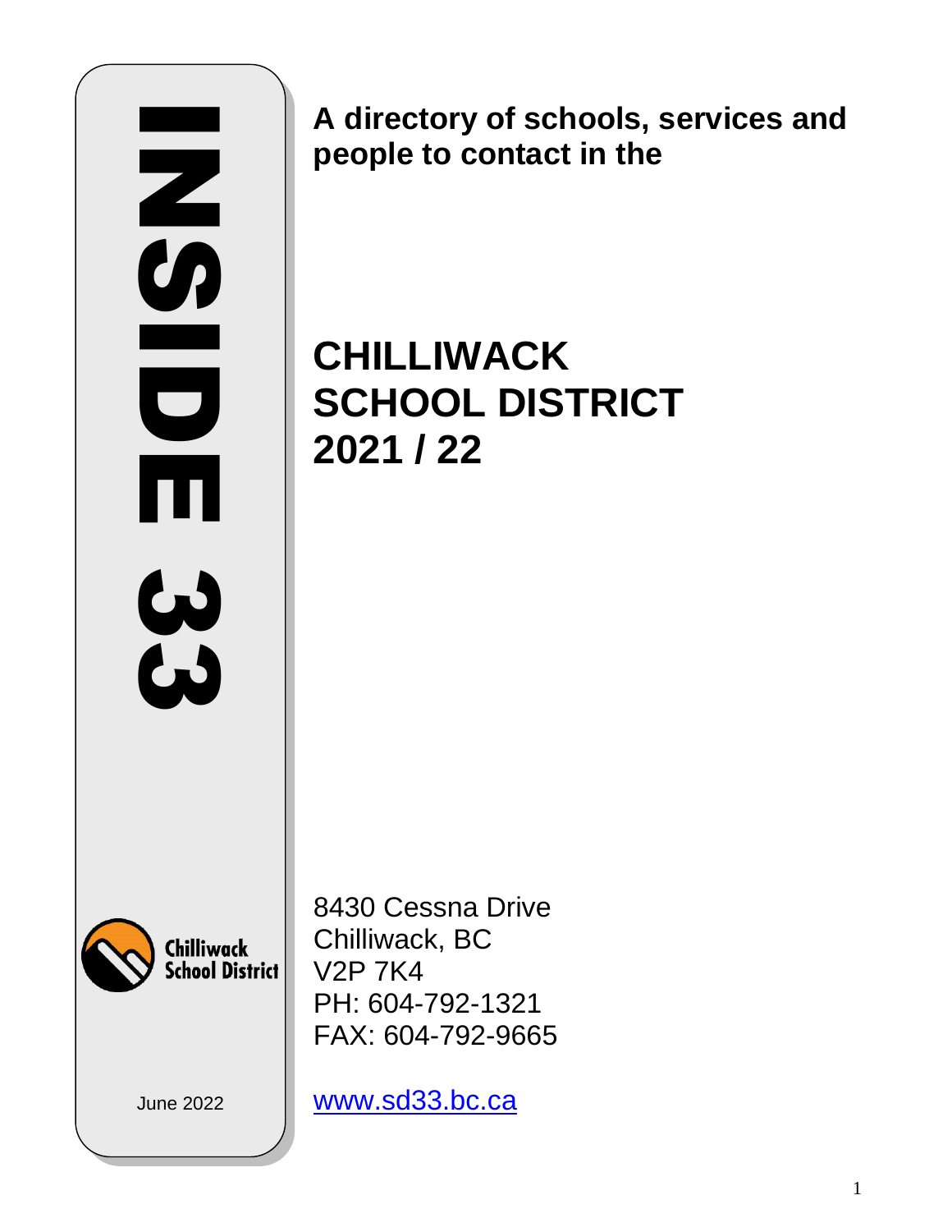# INSIDE 33

**A directory of schools, services and people to contact in the**

# CHILLIWACK SCHOOL DISTRICT 2021 / 22

Chilliwack School District

June 2022

8430 Cessna Drive
Chilliwack, BC
V2P 7K4
PH: 604-792-1321
FAX: 604-792-9665

www.sd33.bc.ca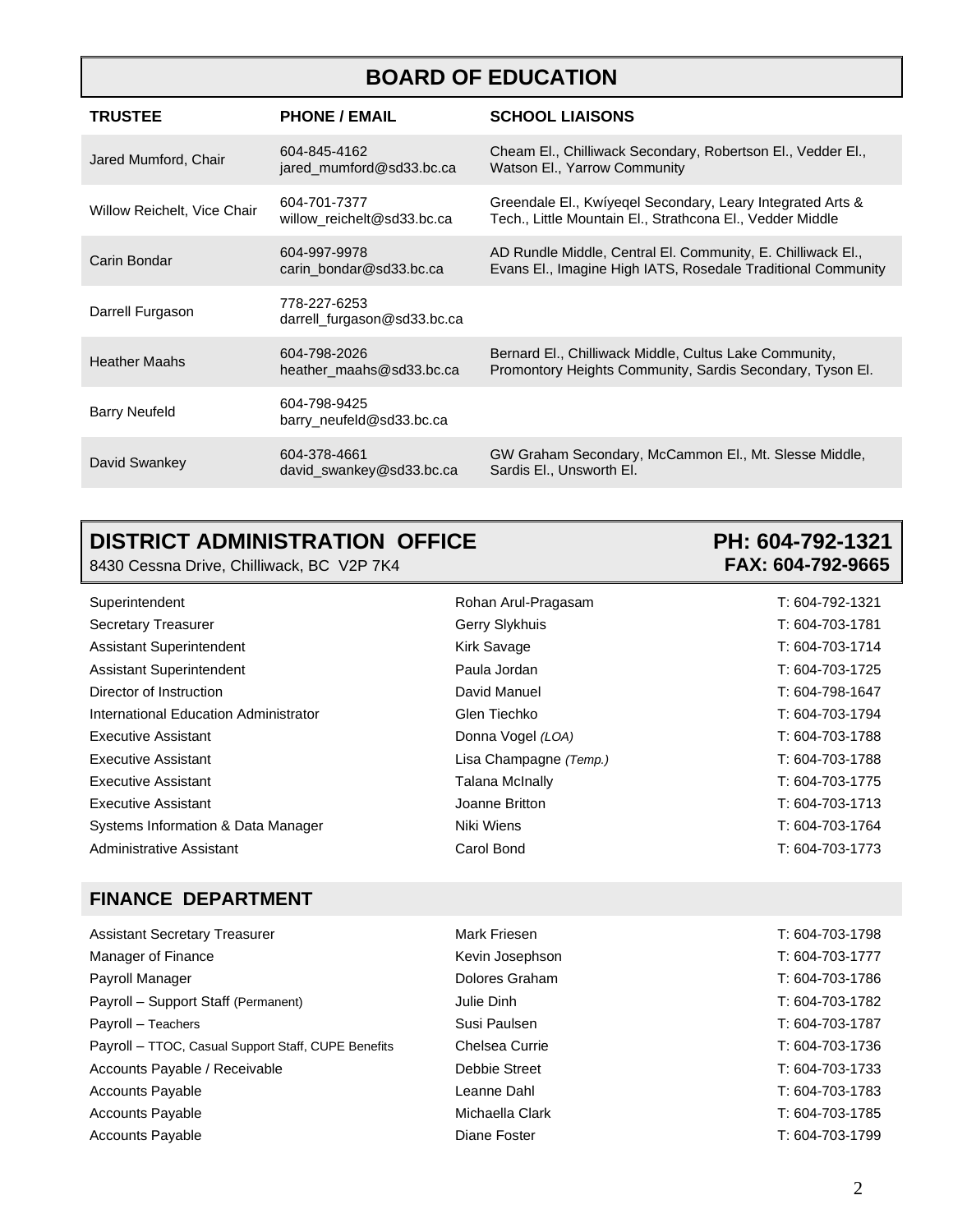# BOARD OF EDUCATION

| TRUSTEE | PHONE / EMAIL | SCHOOL LIAISONS |
|---|---|---|
| Jared Mumford, Chair | 604-845-4162<br>jared_mumford@sd33.bc.ca | Cheam El., Chilliwack Secondary, Robertson El., Vedder El., Watson El., Yarrow Community |
| Willow Reichelt, Vice Chair | 604-701-7377<br>willow_reichelt@sd33.bc.ca | Greendale El., Kwíyeqel Secondary, Leary Integrated Arts & Tech., Little Mountain El., Strathcona El., Vedder Middle |
| Carin Bondar | 604-997-9978<br>carin_bondar@sd33.bc.ca | AD Rundle Middle, Central El. Community, E. Chilliwack El., Evans El., Imagine High IATS, Rosedale Traditional Community |
| Darrell Furgason | 778-227-6253<br>darrell_furgason@sd33.bc.ca | |
| Heather Maahs | 604-798-2026<br>heather_maahs@sd33.bc.ca | Bernard El., Chilliwack Middle, Cultus Lake Community, Promontory Heights Community, Sardis Secondary, Tyson El. |
| Barry Neufeld | 604-798-9425<br>barry_neufeld@sd33.bc.ca | |
| David Swankey | 604-378-4661<br>david_swankey@sd33.bc.ca | GW Graham Secondary, McCammon El., Mt. Slesse Middle, Sardis El., Unsworth El. |

# DISTRICT ADMINISTRATION OFFICE

8430 Cessna Drive, Chilliwack, BC V2P 7K4

**PH: 604-792-1321**
**FAX: 604-792-9665**

| | | |
|---|---|---|
| Superintendent | Rohan Arul-Pragasam | T: 604-792-1321 |
| Secretary Treasurer | Gerry Slykhuis | T: 604-703-1781 |
| Assistant Superintendent | Kirk Savage | T: 604-703-1714 |
| Assistant Superintendent | Paula Jordan | T: 604-703-1725 |
| Director of Instruction | David Manuel | T: 604-798-1647 |
| International Education Administrator | Glen Tiechko | T: 604-703-1794 |
| Executive Assistant | Donna Vogel *(LOA)* | T: 604-703-1788 |
| Executive Assistant | Lisa Champagne *(Temp.)* | T: 604-703-1788 |
| Executive Assistant | Talana McInally | T: 604-703-1775 |
| Executive Assistant | Joanne Britton | T: 604-703-1713 |
| Systems Information & Data Manager | Niki Wiens | T: 604-703-1764 |
| Administrative Assistant | Carol Bond | T: 604-703-1773 |

## FINANCE DEPARTMENT

| | | |
|---|---|---|
| Assistant Secretary Treasurer | Mark Friesen | T: 604-703-1798 |
| Manager of Finance | Kevin Josephson | T: 604-703-1777 |
| Payroll Manager | Dolores Graham | T: 604-703-1786 |
| Payroll – Support Staff (Permanent) | Julie Dinh | T: 604-703-1782 |
| Payroll – Teachers | Susi Paulsen | T: 604-703-1787 |
| Payroll – TTOC, Casual Support Staff, CUPE Benefits | Chelsea Currie | T: 604-703-1736 |
| Accounts Payable / Receivable | Debbie Street | T: 604-703-1733 |
| Accounts Payable | Leanne Dahl | T: 604-703-1783 |
| Accounts Payable | Michaella Clark | T: 604-703-1785 |
| Accounts Payable | Diane Foster | T: 604-703-1799 |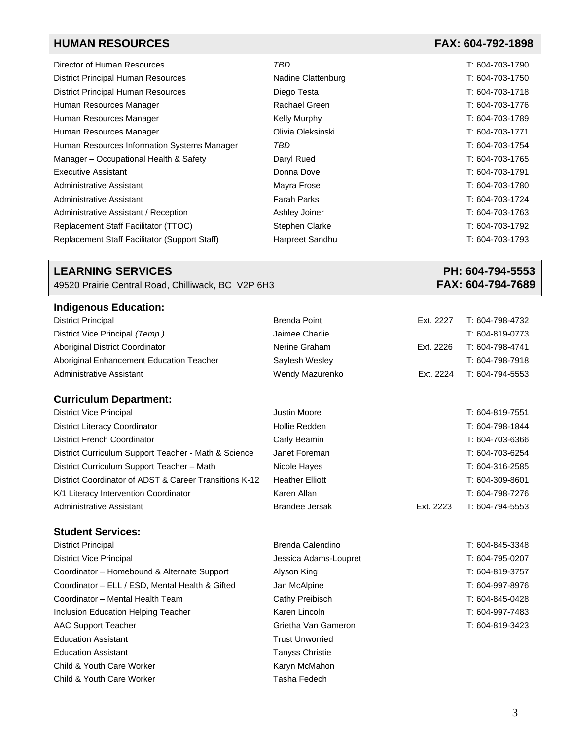## HUMAN RESOURCES — FAX: 604-792-1898

| Position | Name | Phone |
|---|---|---|
| Director of Human Resources | *TBD* | T: 604-703-1790 |
| District Principal Human Resources | Nadine Clattenburg | T: 604-703-1750 |
| District Principal Human Resources | Diego Testa | T: 604-703-1718 |
| Human Resources Manager | Rachael Green | T: 604-703-1776 |
| Human Resources Manager | Kelly Murphy | T: 604-703-1789 |
| Human Resources Manager | Olivia Oleksinski | T: 604-703-1771 |
| Human Resources Information Systems Manager | *TBD* | T: 604-703-1754 |
| Manager – Occupational Health & Safety | Daryl Rued | T: 604-703-1765 |
| Executive Assistant | Donna Dove | T: 604-703-1791 |
| Administrative Assistant | Mayra Frose | T: 604-703-1780 |
| Administrative Assistant | Farah Parks | T: 604-703-1724 |
| Administrative Assistant / Reception | Ashley Joiner | T: 604-703-1763 |
| Replacement Staff Facilitator (TTOC) | Stephen Clarke | T: 604-703-1792 |
| Replacement Staff Facilitator (Support Staff) | Harpreet Sandhu | T: 604-703-1793 |

## LEARNING SERVICES — PH: 604-794-5553

49520 Prairie Central Road, Chilliwack, BC V2P 6H3 — **FAX: 604-794-7689**

### Indigenous Education:

| Position | Name | Ext. | Phone |
|---|---|---|---|
| District Principal | Brenda Point | Ext. 2227 | T: 604-798-4732 |
| District Vice Principal *(Temp.)* | Jaimee Charlie | | T: 604-819-0773 |
| Aboriginal District Coordinator | Nerine Graham | Ext. 2226 | T: 604-798-4741 |
| Aboriginal Enhancement Education Teacher | Saylesh Wesley | | T: 604-798-7918 |
| Administrative Assistant | Wendy Mazurenko | Ext. 2224 | T: 604-794-5553 |

### Curriculum Department:

| Position | Name | Ext. | Phone |
|---|---|---|---|
| District Vice Principal | Justin Moore | | T: 604-819-7551 |
| District Literacy Coordinator | Hollie Redden | | T: 604-798-1844 |
| District French Coordinator | Carly Beamin | | T: 604-703-6366 |
| District Curriculum Support Teacher - Math & Science | Janet Foreman | | T: 604-703-6254 |
| District Curriculum Support Teacher – Math | Nicole Hayes | | T: 604-316-2585 |
| District Coordinator of ADST & Career Transitions K-12 | Heather Elliott | | T: 604-309-8601 |
| K/1 Literacy Intervention Coordinator | Karen Allan | | T: 604-798-7276 |
| Administrative Assistant | Brandee Jersak | Ext. 2223 | T: 604-794-5553 |

### Student Services:

| Position | Name | Phone |
|---|---|---|
| District Principal | Brenda Calendino | T: 604-845-3348 |
| District Vice Principal | Jessica Adams-Loupret | T: 604-795-0207 |
| Coordinator – Homebound & Alternate Support | Alyson King | T: 604-819-3757 |
| Coordinator – ELL / ESD, Mental Health & Gifted | Jan McAlpine | T: 604-997-8976 |
| Coordinator – Mental Health Team | Cathy Preibisch | T: 604-845-0428 |
| Inclusion Education Helping Teacher | Karen Lincoln | T: 604-997-7483 |
| AAC Support Teacher | Grietha Van Gameron | T: 604-819-3423 |
| Education Assistant | Trust Unworried | |
| Education Assistant | Tanyss Christie | |
| Child & Youth Care Worker | Karyn McMahon | |
| Child & Youth Care Worker | Tasha Fedech | |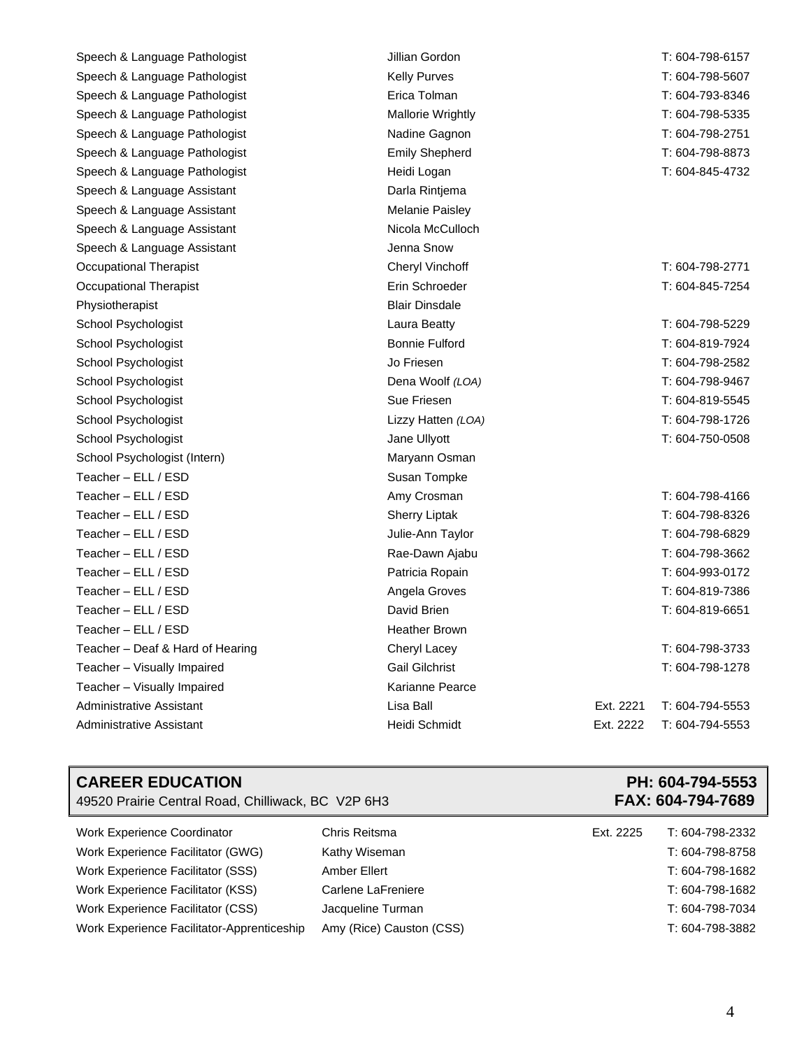| Position | Name | Ext. | Phone |
|---|---|---|---|
| Speech & Language Pathologist | Jillian Gordon | | T: 604-798-6157 |
| Speech & Language Pathologist | Kelly Purves | | T: 604-798-5607 |
| Speech & Language Pathologist | Erica Tolman | | T: 604-793-8346 |
| Speech & Language Pathologist | Mallorie Wrightly | | T: 604-798-5335 |
| Speech & Language Pathologist | Nadine Gagnon | | T: 604-798-2751 |
| Speech & Language Pathologist | Emily Shepherd | | T: 604-798-8873 |
| Speech & Language Pathologist | Heidi Logan | | T: 604-845-4732 |
| Speech & Language Assistant | Darla Rintjema | | |
| Speech & Language Assistant | Melanie Paisley | | |
| Speech & Language Assistant | Nicola McCulloch | | |
| Speech & Language Assistant | Jenna Snow | | |
| Occupational Therapist | Cheryl Vinchoff | | T: 604-798-2771 |
| Occupational Therapist | Erin Schroeder | | T: 604-845-7254 |
| Physiotherapist | Blair Dinsdale | | |
| School Psychologist | Laura Beatty | | T: 604-798-5229 |
| School Psychologist | Bonnie Fulford | | T: 604-819-7924 |
| School Psychologist | Jo Friesen | | T: 604-798-2582 |
| School Psychologist | Dena Woolf *(LOA)* | | T: 604-798-9467 |
| School Psychologist | Sue Friesen | | T: 604-819-5545 |
| School Psychologist | Lizzy Hatten *(LOA)* | | T: 604-798-1726 |
| School Psychologist | Jane Ullyott | | T: 604-750-0508 |
| School Psychologist (Intern) | Maryann Osman | | |
| Teacher – ELL / ESD | Susan Tompke | | |
| Teacher – ELL / ESD | Amy Crosman | | T: 604-798-4166 |
| Teacher – ELL / ESD | Sherry Liptak | | T: 604-798-8326 |
| Teacher – ELL / ESD | Julie-Ann Taylor | | T: 604-798-6829 |
| Teacher – ELL / ESD | Rae-Dawn Ajabu | | T: 604-798-3662 |
| Teacher – ELL / ESD | Patricia Ropain | | T: 604-993-0172 |
| Teacher – ELL / ESD | Angela Groves | | T: 604-819-7386 |
| Teacher – ELL / ESD | David Brien | | T: 604-819-6651 |
| Teacher – ELL / ESD | Heather Brown | | |
| Teacher – Deaf & Hard of Hearing | Cheryl Lacey | | T: 604-798-3733 |
| Teacher – Visually Impaired | Gail Gilchrist | | T: 604-798-1278 |
| Teacher – Visually Impaired | Karianne Pearce | | |
| Administrative Assistant | Lisa Ball | Ext. 2221 | T: 604-794-5553 |
| Administrative Assistant | Heidi Schmidt | Ext. 2222 | T: 604-794-5553 |

## CAREER EDUCATION

49520 Prairie Central Road, Chilliwack, BC V2P 6H3

**PH: 604-794-5553**
**FAX: 604-794-7689**

| Position | Name | Ext. | Phone |
|---|---|---|---|
| Work Experience Coordinator | Chris Reitsma | Ext. 2225 | T: 604-798-2332 |
| Work Experience Facilitator (GWG) | Kathy Wiseman | | T: 604-798-8758 |
| Work Experience Facilitator (SSS) | Amber Ellert | | T: 604-798-1682 |
| Work Experience Facilitator (KSS) | Carlene LaFreniere | | T: 604-798-1682 |
| Work Experience Facilitator (CSS) | Jacqueline Turman | | T: 604-798-7034 |
| Work Experience Facilitator-Apprenticeship | Amy (Rice) Causton (CSS) | | T: 604-798-3882 |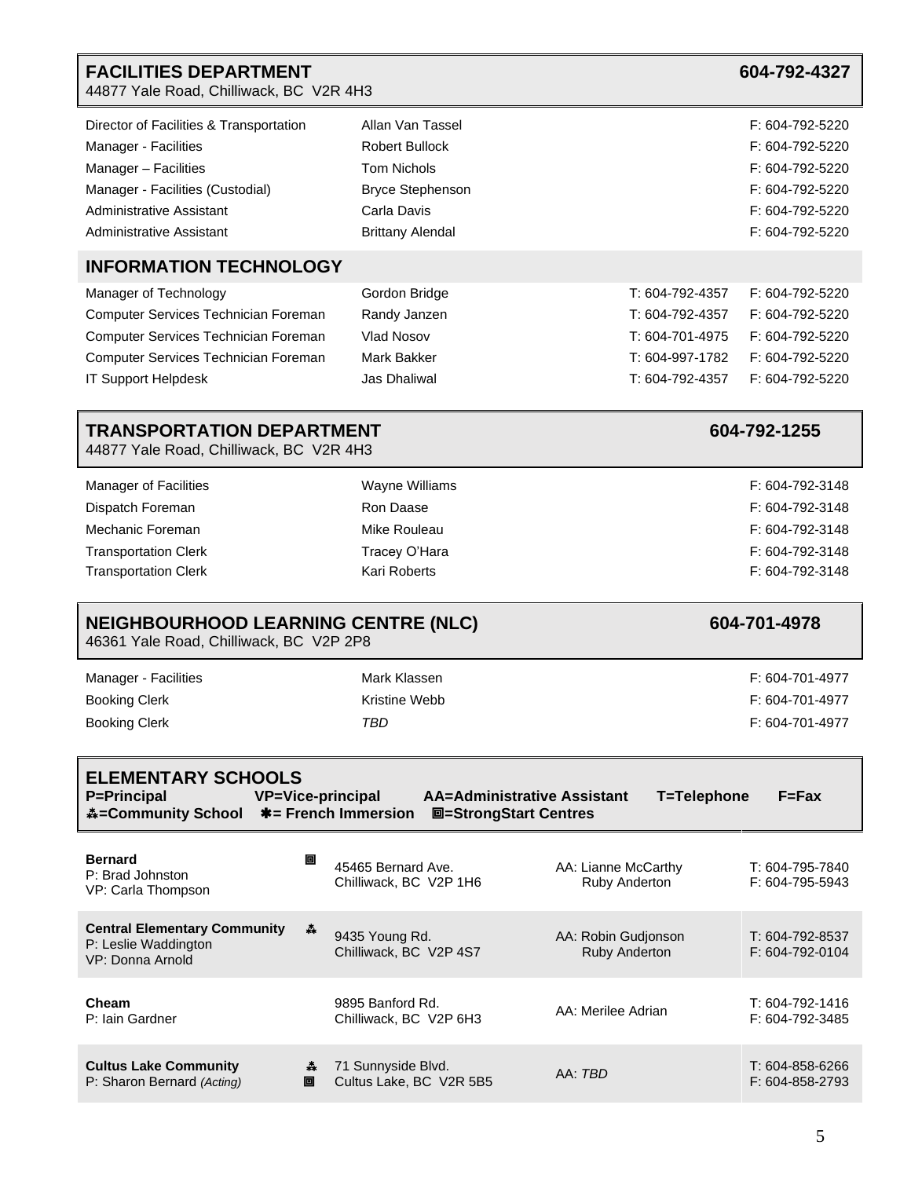## FACILITIES DEPARTMENT — 604-792-4327

44877 Yale Road, Chilliwack, BC V2R 4H3

| | | | |
|---|---|---|---|
| Director of Facilities & Transportation | Allan Van Tassel | | F: 604-792-5220 |
| Manager - Facilities | Robert Bullock | | F: 604-792-5220 |
| Manager – Facilities | Tom Nichols | | F: 604-792-5220 |
| Manager - Facilities (Custodial) | Bryce Stephenson | | F: 604-792-5220 |
| Administrative Assistant | Carla Davis | | F: 604-792-5220 |
| Administrative Assistant | Brittany Alendal | | F: 604-792-5220 |

## INFORMATION TECHNOLOGY

| | | | |
|---|---|---|---|
| Manager of Technology | Gordon Bridge | T: 604-792-4357 | F: 604-792-5220 |
| Computer Services Technician Foreman | Randy Janzen | T: 604-792-4357 | F: 604-792-5220 |
| Computer Services Technician Foreman | Vlad Nosov | T: 604-701-4975 | F: 604-792-5220 |
| Computer Services Technician Foreman | Mark Bakker | T: 604-997-1782 | F: 604-792-5220 |
| IT Support Helpdesk | Jas Dhaliwal | T: 604-792-4357 | F: 604-792-5220 |

## TRANSPORTATION DEPARTMENT — 604-792-1255

44877 Yale Road, Chilliwack, BC V2R 4H3

| | | |
|---|---|---|
| Manager of Facilities | Wayne Williams | F: 604-792-3148 |
| Dispatch Foreman | Ron Daase | F: 604-792-3148 |
| Mechanic Foreman | Mike Rouleau | F: 604-792-3148 |
| Transportation Clerk | Tracey O'Hara | F: 604-792-3148 |
| Transportation Clerk | Kari Roberts | F: 604-792-3148 |

## NEIGHBOURHOOD LEARNING CENTRE (NLC) — 604-701-4978

46361 Yale Road, Chilliwack, BC V2P 2P8

| | | |
|---|---|---|
| Manager - Facilities | Mark Klassen | F: 604-701-4977 |
| Booking Clerk | Kristine Webb | F: 604-701-4977 |
| Booking Clerk | *TBD* | F: 604-701-4977 |

## ELEMENTARY SCHOOLS

**P=Principal VP=Vice-principal AA=Administrative Assistant T=Telephone F=Fax**
**⁂=Community School ✱= French Immersion ◙=StrongStart Centres**

| School | | Address | AA | Phone/Fax |
|---|---|---|---|---|
| **Bernard**<br>P: Brad Johnston<br>VP: Carla Thompson | ◙ | 45465 Bernard Ave.<br>Chilliwack, BC V2P 1H6 | AA: Lianne McCarthy<br>Ruby Anderton | T: 604-795-7840<br>F: 604-795-5943 |
| **Central Elementary Community**<br>P: Leslie Waddington<br>VP: Donna Arnold | ⁂ | 9435 Young Rd.<br>Chilliwack, BC V2P 4S7 | AA: Robin Gudjonson<br>Ruby Anderton | T: 604-792-8537<br>F: 604-792-0104 |
| **Cheam**<br>P: Iain Gardner | | 9895 Banford Rd.<br>Chilliwack, BC V2P 6H3 | AA: Merilee Adrian | T: 604-792-1416<br>F: 604-792-3485 |
| **Cultus Lake Community**<br>P: Sharon Bernard *(Acting)* | ⁂ ◙ | 71 Sunnyside Blvd.<br>Cultus Lake, BC V2R 5B5 | AA: *TBD* | T: 604-858-6266<br>F: 604-858-2793 |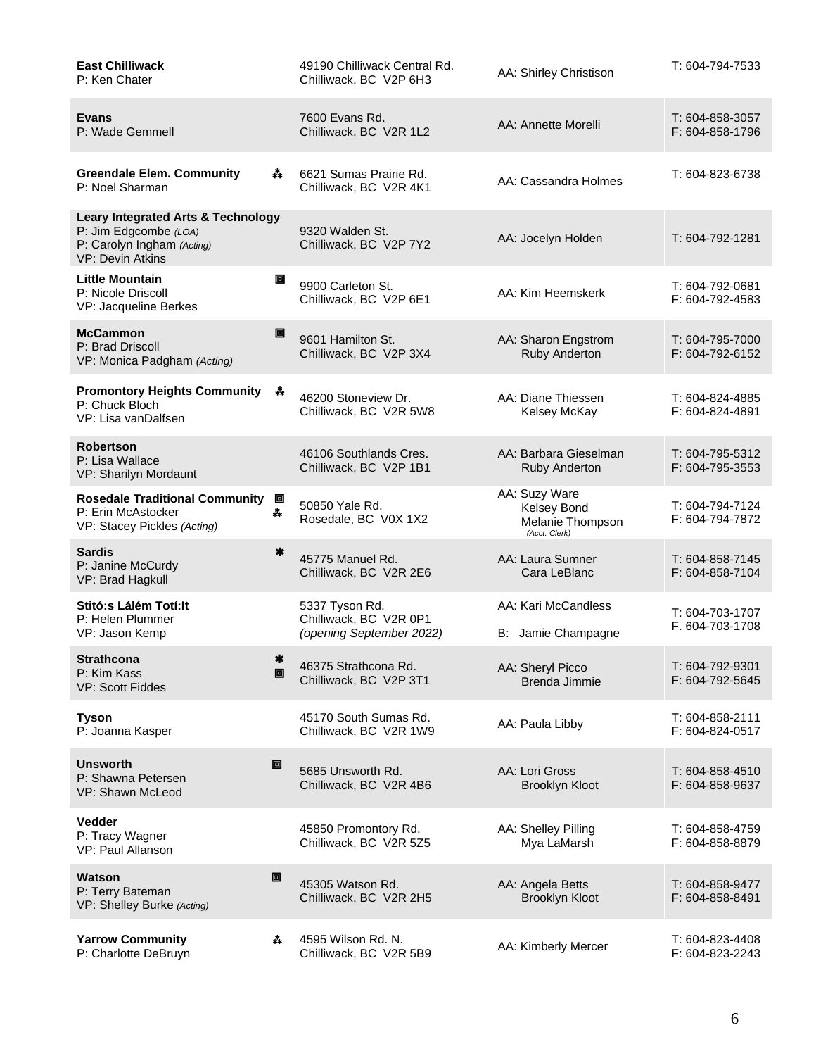| School | Address | Staff | Phone/Fax |
|---|---|---|---|
| **East Chilliwack**<br>P: Ken Chater | 49190 Chilliwack Central Rd.<br>Chilliwack, BC V2P 6H3 | AA: Shirley Christison | T: 604-794-7533 |
| **Evans**<br>P: Wade Gemmell | 7600 Evans Rd.<br>Chilliwack, BC V2R 1L2 | AA: Annette Morelli | T: 604-858-3057<br>F: 604-858-1796 |
| **Greendale Elem. Community** ⁂<br>P: Noel Sharman | 6621 Sumas Prairie Rd.<br>Chilliwack, BC V2R 4K1 | AA: Cassandra Holmes | T: 604-823-6738 |
| **Leary Integrated Arts & Technology**<br>P: Jim Edgcombe *(LOA)*<br>P: Carolyn Ingham *(Acting)*<br>VP: Devin Atkins | 9320 Walden St.<br>Chilliwack, BC V2P 7Y2 | AA: Jocelyn Holden | T: 604-792-1281 |
| **Little Mountain** ▣<br>P: Nicole Driscoll<br>VP: Jacqueline Berkes | 9900 Carleton St.<br>Chilliwack, BC V2P 6E1 | AA: Kim Heemskerk | T: 604-792-0681<br>F: 604-792-4583 |
| **McCammon** ▣<br>P: Brad Driscoll<br>VP: Monica Padgham *(Acting)* | 9601 Hamilton St.<br>Chilliwack, BC V2P 3X4 | AA: Sharon Engstrom<br>Ruby Anderton | T: 604-795-7000<br>F: 604-792-6152 |
| **Promontory Heights Community** ⁂<br>P: Chuck Bloch<br>VP: Lisa vanDalfsen | 46200 Stoneview Dr.<br>Chilliwack, BC V2R 5W8 | AA: Diane Thiessen<br>Kelsey McKay | T: 604-824-4885<br>F: 604-824-4891 |
| **Robertson**<br>P: Lisa Wallace<br>VP: Sharilyn Mordaunt | 46106 Southlands Cres.<br>Chilliwack, BC V2P 1B1 | AA: Barbara Gieselman<br>Ruby Anderton | T: 604-795-5312<br>F: 604-795-3553 |
| **Rosedale Traditional Community** ▣ ⁂<br>P: Erin McAstocker<br>VP: Stacey Pickles *(Acting)* | 50850 Yale Rd.<br>Rosedale, BC V0X 1X2 | AA: Suzy Ware<br>Kelsey Bond<br>Melanie Thompson *(Acct. Clerk)* | T: 604-794-7124<br>F: 604-794-7872 |
| **Sardis** ✱<br>P: Janine McCurdy<br>VP: Brad Hagkull | 45775 Manuel Rd.<br>Chilliwack, BC V2R 2E6 | AA: Laura Sumner<br>Cara LeBlanc | T: 604-858-7145<br>F: 604-858-7104 |
| **Stitó:s Lálém Totí:lt**<br>P: Helen Plummer<br>VP: Jason Kemp | 5337 Tyson Rd.<br>Chilliwack, BC V2R 0P1<br>*(opening September 2022)* | AA: Kari McCandless<br>B: Jamie Champagne | T: 604-703-1707<br>F. 604-703-1708 |
| **Strathcona** ✱ ▣<br>P: Kim Kass<br>VP: Scott Fiddes | 46375 Strathcona Rd.<br>Chilliwack, BC V2P 3T1 | AA: Sheryl Picco<br>Brenda Jimmie | T: 604-792-9301<br>F: 604-792-5645 |
| **Tyson**<br>P: Joanna Kasper | 45170 South Sumas Rd.<br>Chilliwack, BC V2R 1W9 | AA: Paula Libby | T: 604-858-2111<br>F: 604-824-0517 |
| **Unsworth** ▣<br>P: Shawna Petersen<br>VP: Shawn McLeod | 5685 Unsworth Rd.<br>Chilliwack, BC V2R 4B6 | AA: Lori Gross<br>Brooklyn Kloot | T: 604-858-4510<br>F: 604-858-9637 |
| **Vedder**<br>P: Tracy Wagner<br>VP: Paul Allanson | 45850 Promontory Rd.<br>Chilliwack, BC V2R 5Z5 | AA: Shelley Pilling<br>Mya LaMarsh | T: 604-858-4759<br>F: 604-858-8879 |
| **Watson** ▣<br>P: Terry Bateman<br>VP: Shelley Burke *(Acting)* | 45305 Watson Rd.<br>Chilliwack, BC V2R 2H5 | AA: Angela Betts<br>Brooklyn Kloot | T: 604-858-9477<br>F: 604-858-8491 |
| **Yarrow Community** ⁂<br>P: Charlotte DeBruyn | 4595 Wilson Rd. N.<br>Chilliwack, BC V2R 5B9 | AA: Kimberly Mercer | T: 604-823-4408<br>F: 604-823-2243 |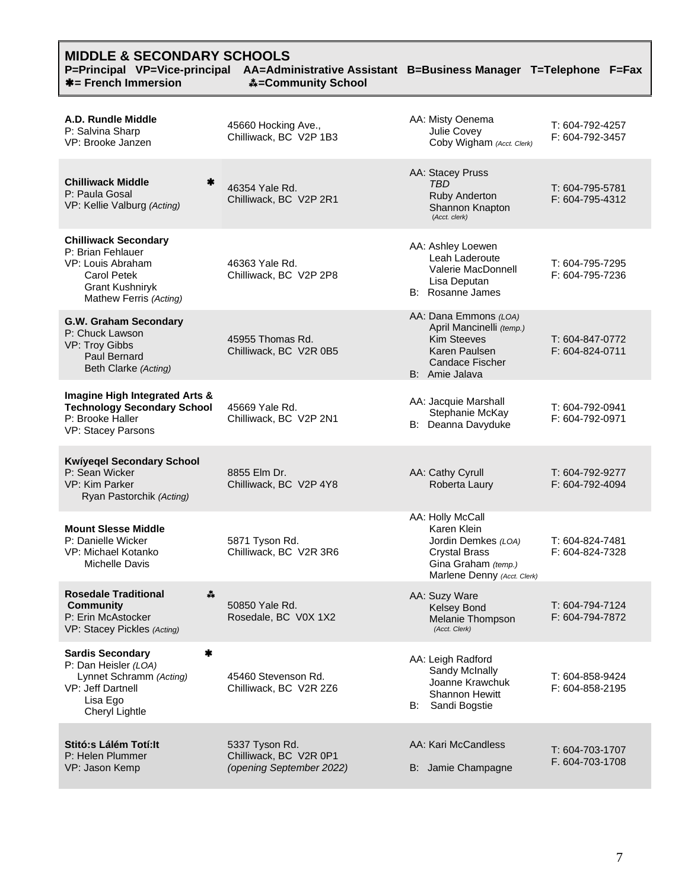# MIDDLE & SECONDARY SCHOOLS

**P=Principal VP=Vice-principal AA=Administrative Assistant B=Business Manager T=Telephone F=Fax**
**✱= French Immersion ⁂=Community School**

| School | Address | Staff | Phone/Fax |
|---|---|---|---|
| **A.D. Rundle Middle**<br>P: Salvina Sharp<br>VP: Brooke Janzen | 45660 Hocking Ave.,<br>Chilliwack, BC V2P 1B3 | AA: Misty Oenema<br>Julie Covey<br>Coby Wigham *(Acct. Clerk)* | T: 604-792-4257<br>F: 604-792-3457 |
| **Chilliwack Middle** ✱<br>P: Paula Gosal<br>VP: Kellie Valburg *(Acting)* | 46354 Yale Rd.<br>Chilliwack, BC V2P 2R1 | AA: Stacey Pruss<br>*TBD*<br>Ruby Anderton<br>Shannon Knapton<br>*(Acct. clerk)* | T: 604-795-5781<br>F: 604-795-4312 |
| **Chilliwack Secondary**<br>P: Brian Fehlauer<br>VP: Louis Abraham<br>Carol Petek<br>Grant Kushniryk<br>Mathew Ferris *(Acting)* | 46363 Yale Rd.<br>Chilliwack, BC V2P 2P8 | AA: Ashley Loewen<br>Leah Laderoute<br>Valerie MacDonnell<br>Lisa Deputan<br>B: Rosanne James | T: 604-795-7295<br>F: 604-795-7236 |
| **G.W. Graham Secondary**<br>P: Chuck Lawson<br>VP: Troy Gibbs<br>Paul Bernard<br>Beth Clarke *(Acting)* | 45955 Thomas Rd.<br>Chilliwack, BC V2R 0B5 | AA: Dana Emmons *(LOA)*<br>April Mancinelli *(temp.)*<br>Kim Steeves<br>Karen Paulsen<br>Candace Fischer<br>B: Amie Jalava | T: 604-847-0772<br>F: 604-824-0711 |
| **Imagine High Integrated Arts & Technology Secondary School**<br>P: Brooke Haller<br>VP: Stacey Parsons | 45669 Yale Rd.<br>Chilliwack, BC V2P 2N1 | AA: Jacquie Marshall<br>Stephanie McKay<br>B: Deanna Davyduke | T: 604-792-0941<br>F: 604-792-0971 |
| **Kwíyeqel Secondary School**<br>P: Sean Wicker<br>VP: Kim Parker<br>Ryan Pastorchik *(Acting)* | 8855 Elm Dr.<br>Chilliwack, BC V2P 4Y8 | AA: Cathy Cyrull<br>Roberta Laury | T: 604-792-9277<br>F: 604-792-4094 |
| **Mount Slesse Middle**<br>P: Danielle Wicker<br>VP: Michael Kotanko<br>Michelle Davis | 5871 Tyson Rd.<br>Chilliwack, BC V2R 3R6 | AA: Holly McCall<br>Karen Klein<br>Jordin Demkes *(LOA)*<br>Crystal Brass<br>Gina Graham *(temp.)*<br>Marlene Denny *(Acct. Clerk)* | T: 604-824-7481<br>F: 604-824-7328 |
| **Rosedale Traditional Community** ⁂<br>P: Erin McAstocker<br>VP: Stacey Pickles *(Acting)* | 50850 Yale Rd.<br>Rosedale, BC V0X 1X2 | AA: Suzy Ware<br>Kelsey Bond<br>Melanie Thompson<br>*(Acct. Clerk)* | T: 604-794-7124<br>F: 604-794-7872 |
| **Sardis Secondary** ✱<br>P: Dan Heisler *(LOA)*<br>Lynnet Schramm *(Acting)*<br>VP: Jeff Dartnell<br>Lisa Ego<br>Cheryl Lightle | 45460 Stevenson Rd.<br>Chilliwack, BC V2R 2Z6 | AA: Leigh Radford<br>Sandy McInally<br>Joanne Krawchuk<br>Shannon Hewitt<br>B: Sandi Bogstie | T: 604-858-9424<br>F: 604-858-2195 |
| **Stitó:s Lálém Totí:lt**<br>P: Helen Plummer<br>VP: Jason Kemp | 5337 Tyson Rd.<br>Chilliwack, BC V2R 0P1<br>*(opening September 2022)* | AA: Kari McCandless<br>B: Jamie Champagne | T: 604-703-1707<br>F. 604-703-1708 |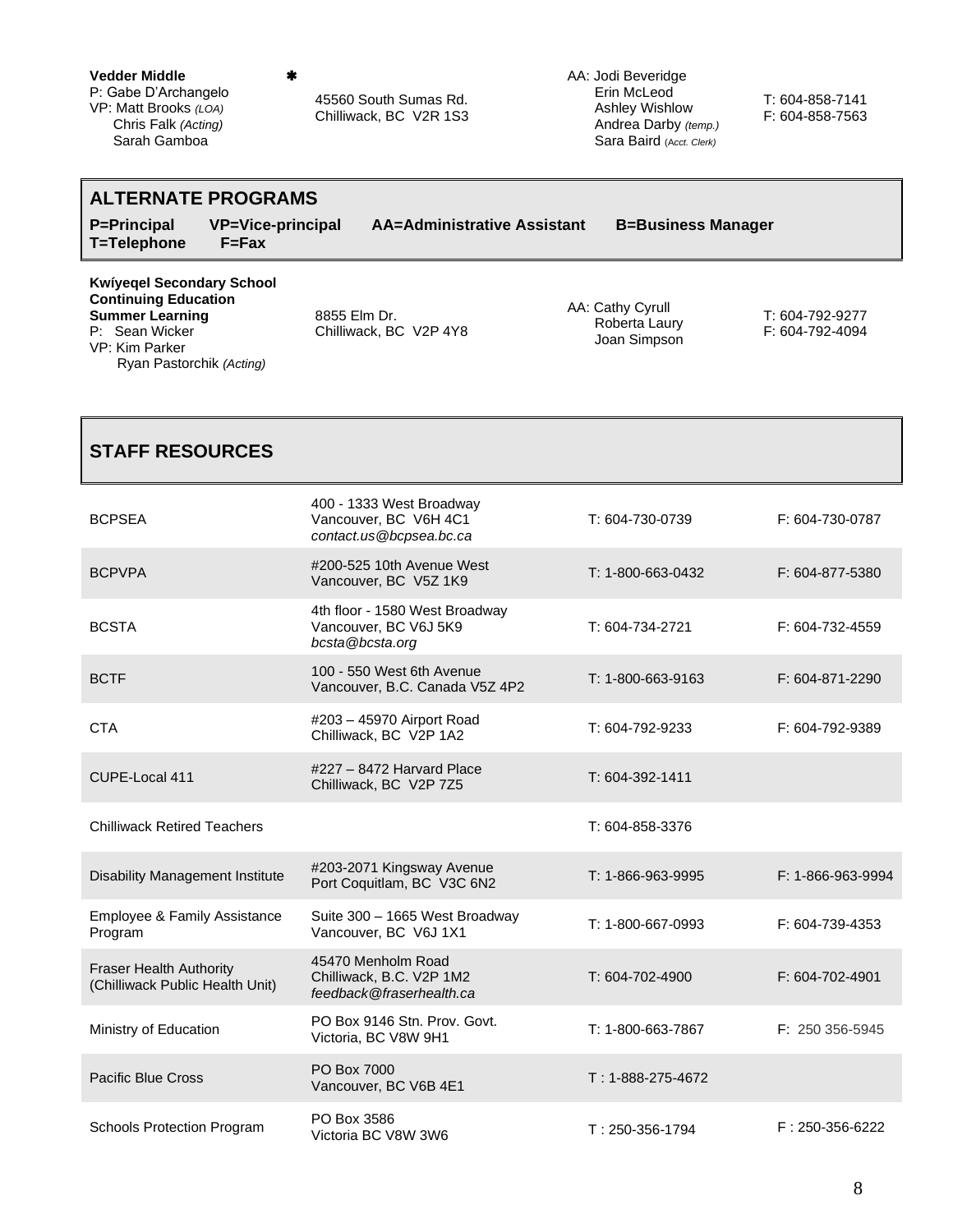**Vedder Middle** ✱
P: Gabe D'Archangelo
VP: Matt Brooks *(LOA)*
Chris Falk *(Acting)*
Sarah Gamboa

45560 South Sumas Rd.
Chilliwack, BC V2R 1S3

AA: Jodi Beveridge
Erin McLeod
Ashley Wishlow
Andrea Darby *(temp.)*
Sara Baird *(Acct. Clerk)*

T: 604-858-7141
F: 604-858-7563

## ALTERNATE PROGRAMS

**P=Principal VP=Vice-principal AA=Administrative Assistant B=Business Manager T=Telephone F=Fax**

**Kwíyeqel Secondary School**
**Continuing Education**
**Summer Learning**
P: Sean Wicker
VP: Kim Parker
Ryan Pastorchik *(Acting)*

8855 Elm Dr.
Chilliwack, BC V2P 4Y8

AA: Cathy Cyrull
Roberta Laury
Joan Simpson

T: 604-792-9277
F: 604-792-4094

## STAFF RESOURCES

| | | | |
|---|---|---|---|
| BCPSEA | 400 - 1333 West Broadway<br>Vancouver, BC V6H 4C1<br>*contact.us@bcpsea.bc.ca* | T: 604-730-0739 | F: 604-730-0787 |
| BCPVPA | #200-525 10th Avenue West<br>Vancouver, BC V5Z 1K9 | T: 1-800-663-0432 | F: 604-877-5380 |
| BCSTA | 4th floor - 1580 West Broadway<br>Vancouver, BC V6J 5K9<br>*bcsta@bcsta.org* | T: 604-734-2721 | F: 604-732-4559 |
| BCTF | 100 - 550 West 6th Avenue<br>Vancouver, B.C. Canada V5Z 4P2 | T: 1-800-663-9163 | F: 604-871-2290 |
| CTA | #203 – 45970 Airport Road<br>Chilliwack, BC V2P 1A2 | T: 604-792-9233 | F: 604-792-9389 |
| CUPE-Local 411 | #227 – 8472 Harvard Place<br>Chilliwack, BC V2P 7Z5 | T: 604-392-1411 | |
| Chilliwack Retired Teachers | | T: 604-858-3376 | |
| Disability Management Institute | #203-2071 Kingsway Avenue<br>Port Coquitlam, BC V3C 6N2 | T: 1-866-963-9995 | F: 1-866-963-9994 |
| Employee & Family Assistance Program | Suite 300 – 1665 West Broadway<br>Vancouver, BC V6J 1X1 | T: 1-800-667-0993 | F: 604-739-4353 |
| Fraser Health Authority (Chilliwack Public Health Unit) | 45470 Menholm Road<br>Chilliwack, B.C. V2P 1M2<br>*feedback@fraserhealth.ca* | T: 604-702-4900 | F: 604-702-4901 |
| Ministry of Education | PO Box 9146 Stn. Prov. Govt.<br>Victoria, BC V8W 9H1 | T: 1-800-663-7867 | F: 250 356-5945 |
| Pacific Blue Cross | PO Box 7000<br>Vancouver, BC V6B 4E1 | T : 1-888-275-4672 | |
| Schools Protection Program | PO Box 3586<br>Victoria BC V8W 3W6 | T : 250-356-1794 | F : 250-356-6222 |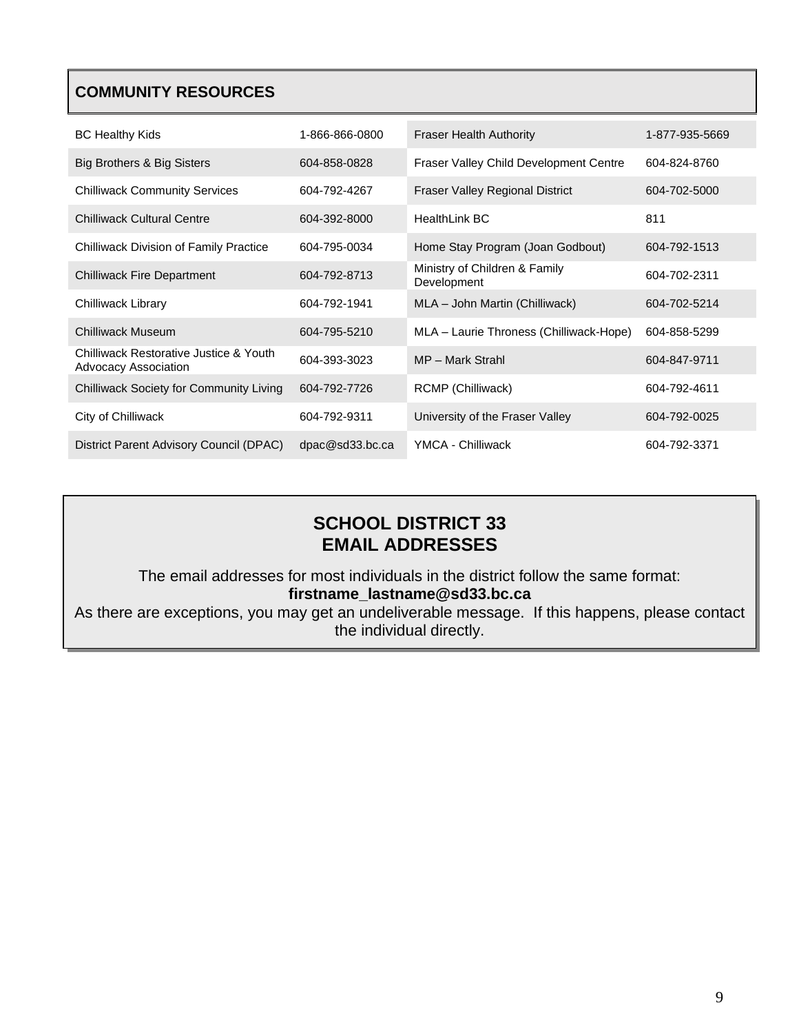## COMMUNITY RESOURCES

| | | | |
|---|---|---|---|
| BC Healthy Kids | 1-866-866-0800 | Fraser Health Authority | 1-877-935-5669 |
| Big Brothers & Big Sisters | 604-858-0828 | Fraser Valley Child Development Centre | 604-824-8760 |
| Chilliwack Community Services | 604-792-4267 | Fraser Valley Regional District | 604-702-5000 |
| Chilliwack Cultural Centre | 604-392-8000 | HealthLink BC | 811 |
| Chilliwack Division of Family Practice | 604-795-0034 | Home Stay Program (Joan Godbout) | 604-792-1513 |
| Chilliwack Fire Department | 604-792-8713 | Ministry of Children & Family Development | 604-702-2311 |
| Chilliwack Library | 604-792-1941 | MLA – John Martin (Chilliwack) | 604-702-5214 |
| Chilliwack Museum | 604-795-5210 | MLA – Laurie Throness (Chilliwack-Hope) | 604-858-5299 |
| Chilliwack Restorative Justice & Youth Advocacy Association | 604-393-3023 | MP – Mark Strahl | 604-847-9711 |
| Chilliwack Society for Community Living | 604-792-7726 | RCMP (Chilliwack) | 604-792-4611 |
| City of Chilliwack | 604-792-9311 | University of the Fraser Valley | 604-792-0025 |
| District Parent Advisory Council (DPAC) | dpac@sd33.bc.ca | YMCA - Chilliwack | 604-792-3371 |

## SCHOOL DISTRICT 33 EMAIL ADDRESSES

The email addresses for most individuals in the district follow the same format:
**firstname_lastname@sd33.bc.ca**
As there are exceptions, you may get an undeliverable message. If this happens, please contact the individual directly.